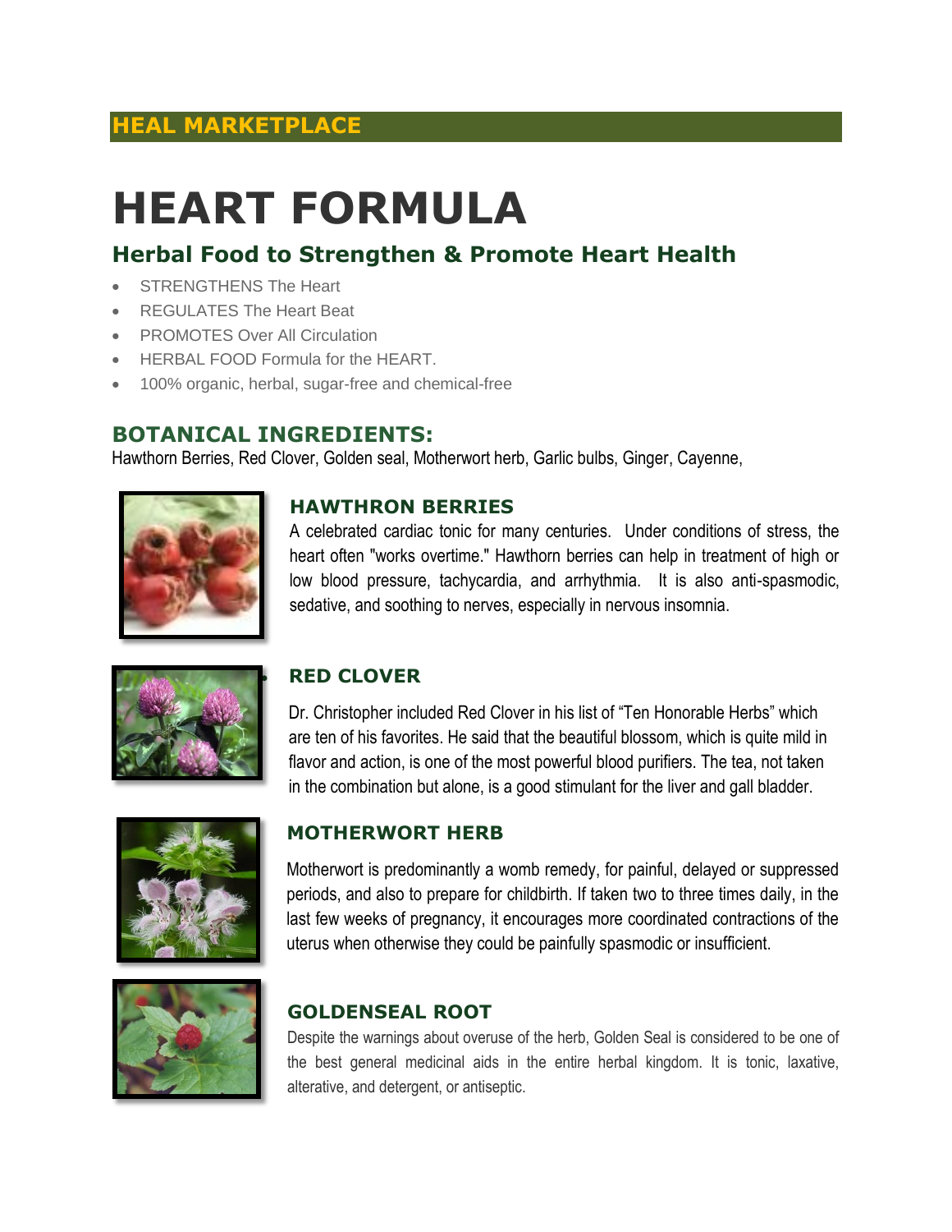**HEAL MARKETPLACE**

# HEART FORMULA

## Herbal Food to Strengthen & Promote Heart Health

- STRENGTHENS The Heart
- REGULATES The Heart Beat
- PROMOTES Over All Circulation
- HERBAL FOOD Formula for the HEART.
- 100% organic, herbal, sugar-free and chemical-free

## BOTANICAL INGREDIENTS:

Hawthorn Berries, Red Clover, Golden seal, Motherwort herb, Garlic bulbs, Ginger, Cayenne,

### HAWTHRON BERRIES

A celebrated cardiac tonic for many centuries. Under conditions of stress, the heart often "works overtime." Hawthorn berries can help in treatment of high or low blood pressure, tachycardia, and arrhythmia. It is also anti-spasmodic, sedative, and soothing to nerves, especially in nervous insomnia.

### RED CLOVER

Dr. Christopher included Red Clover in his list of "Ten Honorable Herbs" which are ten of his favorites. He said that the beautiful blossom, which is quite mild in flavor and action, is one of the most powerful blood purifiers. The tea, not taken in the combination but alone, is a good stimulant for the liver and gall bladder.

### MOTHERWORT HERB

Motherwort is predominantly a womb remedy, for painful, delayed or suppressed periods, and also to prepare for childbirth. If taken two to three times daily, in the last few weeks of pregnancy, it encourages more coordinated contractions of the uterus when otherwise they could be painfully spasmodic or insufficient.

### GOLDENSEAL ROOT

Despite the warnings about overuse of the herb, Golden Seal is considered to be one of the best general medicinal aids in the entire herbal kingdom. It is tonic, laxative, alterative, and detergent, or antiseptic.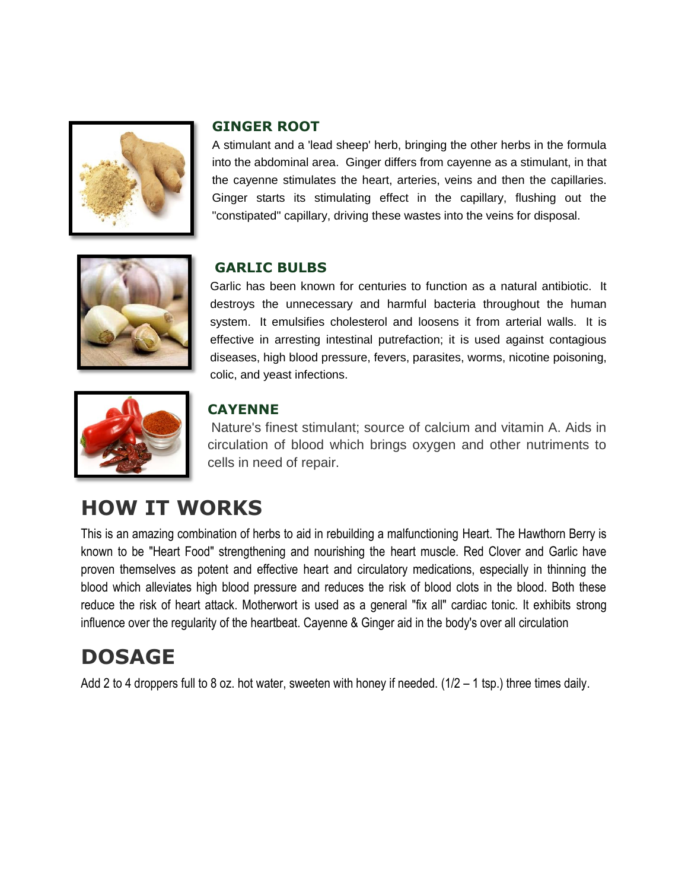### GINGER ROOT

A stimulant and a 'lead sheep' herb, bringing the other herbs in the formula into the abdominal area. Ginger differs from cayenne as a stimulant, in that the cayenne stimulates the heart, arteries, veins and then the capillaries. Ginger starts its stimulating effect in the capillary, flushing out the "constipated" capillary, driving these wastes into the veins for disposal.

### GARLIC BULBS

Garlic has been known for centuries to function as a natural antibiotic. It destroys the unnecessary and harmful bacteria throughout the human system. It emulsifies cholesterol and loosens it from arterial walls. It is effective in arresting intestinal putrefaction; it is used against contagious diseases, high blood pressure, fevers, parasites, worms, nicotine poisoning, colic, and yeast infections.

### CAYENNE

Nature's finest stimulant; source of calcium and vitamin A. Aids in circulation of blood which brings oxygen and other nutriments to cells in need of repair.

## HOW IT WORKS

This is an amazing combination of herbs to aid in rebuilding a malfunctioning Heart. The Hawthorn Berry is known to be "Heart Food" strengthening and nourishing the heart muscle. Red Clover and Garlic have proven themselves as potent and effective heart and circulatory medications, especially in thinning the blood which alleviates high blood pressure and reduces the risk of blood clots in the blood. Both these reduce the risk of heart attack. Motherwort is used as a general "fix all" cardiac tonic. It exhibits strong influence over the regularity of the heartbeat. Cayenne & Ginger aid in the body's over all circulation

## DOSAGE

Add 2 to 4 droppers full to 8 oz. hot water, sweeten with honey if needed. (1/2 – 1 tsp.) three times daily.